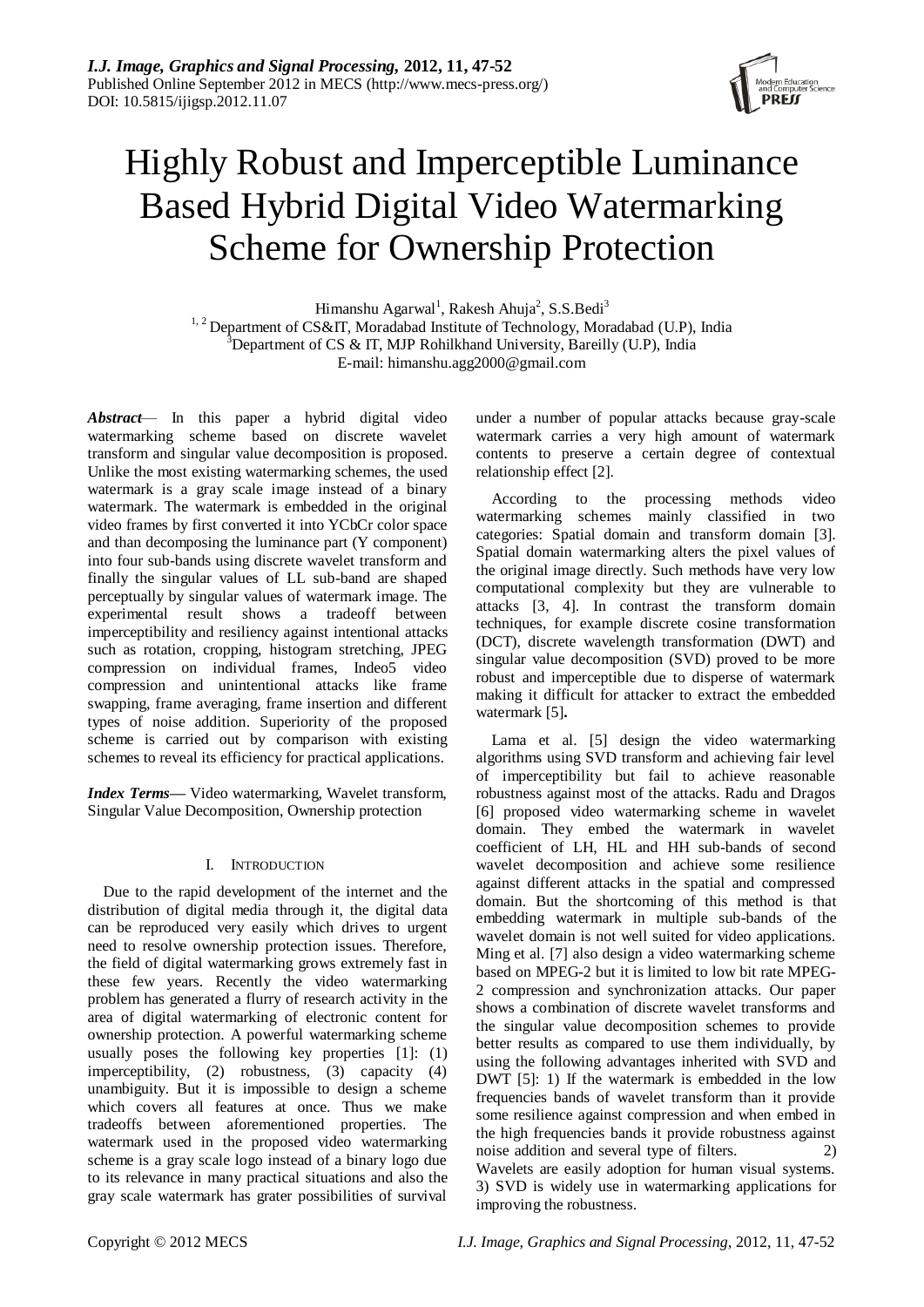# Highly Robust and Imperceptible Luminance Based Hybrid Digital Video Watermarking Scheme for Ownership Protection

Himanshu Agarwal[1], Rakesh Ahuja[2], S.S.Bedi[3]

[1, 2] Department of CS&IT, Moradabad Institute of Technology, Moradabad (U.P), India
[3] Department of CS & IT, MJP Rohilkhand University, Bareilly (U.P), India
E-mail: himanshu.agg2000@gmail.com

***Abstract*****—** In this paper a hybrid digital video watermarking scheme based on discrete wavelet transform and singular value decomposition is proposed. Unlike the most existing watermarking schemes, the used watermark is a gray scale image instead of a binary watermark. The watermark is embedded in the original video frames by first converted it into YCbCr color space and than decomposing the luminance part (Y component) into four sub-bands using discrete wavelet transform and finally the singular values of LL sub-band are shaped perceptually by singular values of watermark image. The experimental result shows a tradeoff between imperceptibility and resiliency against intentional attacks such as rotation, cropping, histogram stretching, JPEG compression on individual frames, Indeo5 video compression and unintentional attacks like frame swapping, frame averaging, frame insertion and different types of noise addition. Superiority of the proposed scheme is carried out by comparison with existing schemes to reveal its efficiency for practical applications.

***Index Terms*****—** Video watermarking, Wavelet transform, Singular Value Decomposition, Ownership protection

## I. Introduction

Due to the rapid development of the internet and the distribution of digital media through it, the digital data can be reproduced very easily which drives to urgent need to resolve ownership protection issues. Therefore, the field of digital watermarking grows extremely fast in these few years. Recently the video watermarking problem has generated a flurry of research activity in the area of digital watermarking of electronic content for ownership protection. A powerful watermarking scheme usually poses the following key properties [1]: (1) imperceptibility, (2) robustness, (3) capacity (4) unambiguity. But it is impossible to design a scheme which covers all features at once. Thus we make tradeoffs between aforementioned properties. The watermark used in the proposed video watermarking scheme is a gray scale logo instead of a binary logo due to its relevance in many practical situations and also the gray scale watermark has grater possibilities of survival under a number of popular attacks because gray-scale watermark carries a very high amount of watermark contents to preserve a certain degree of contextual relationship effect [2].

According to the processing methods video watermarking schemes mainly classified in two categories: Spatial domain and transform domain [3]. Spatial domain watermarking alters the pixel values of the original image directly. Such methods have very low computational complexity but they are vulnerable to attacks [3, 4]. In contrast the transform domain techniques, for example discrete cosine transformation (DCT), discrete wavelength transformation (DWT) and singular value decomposition (SVD) proved to be more robust and imperceptible due to disperse of watermark making it difficult for attacker to extract the embedded watermark [5]**.**

Lama et al. [5] design the video watermarking algorithms using SVD transform and achieving fair level of imperceptibility but fail to achieve reasonable robustness against most of the attacks. Radu and Dragos [6] proposed video watermarking scheme in wavelet domain. They embed the watermark in wavelet coefficient of LH, HL and HH sub-bands of second wavelet decomposition and achieve some resilience against different attacks in the spatial and compressed domain. But the shortcoming of this method is that embedding watermark in multiple sub-bands of the wavelet domain is not well suited for video applications. Ming et al. [7] also design a video watermarking scheme based on MPEG-2 but it is limited to low bit rate MPEG-2 compression and synchronization attacks. Our paper shows a combination of discrete wavelet transforms and the singular value decomposition schemes to provide better results as compared to use them individually, by using the following advantages inherited with SVD and DWT [5]: 1) If the watermark is embedded in the low frequencies bands of wavelet transform than it provide some resilience against compression and when embed in the high frequencies bands it provide robustness against noise addition and several type of filters. 2) Wavelets are easily adoption for human visual systems. 3) SVD is widely use in watermarking applications for improving the robustness.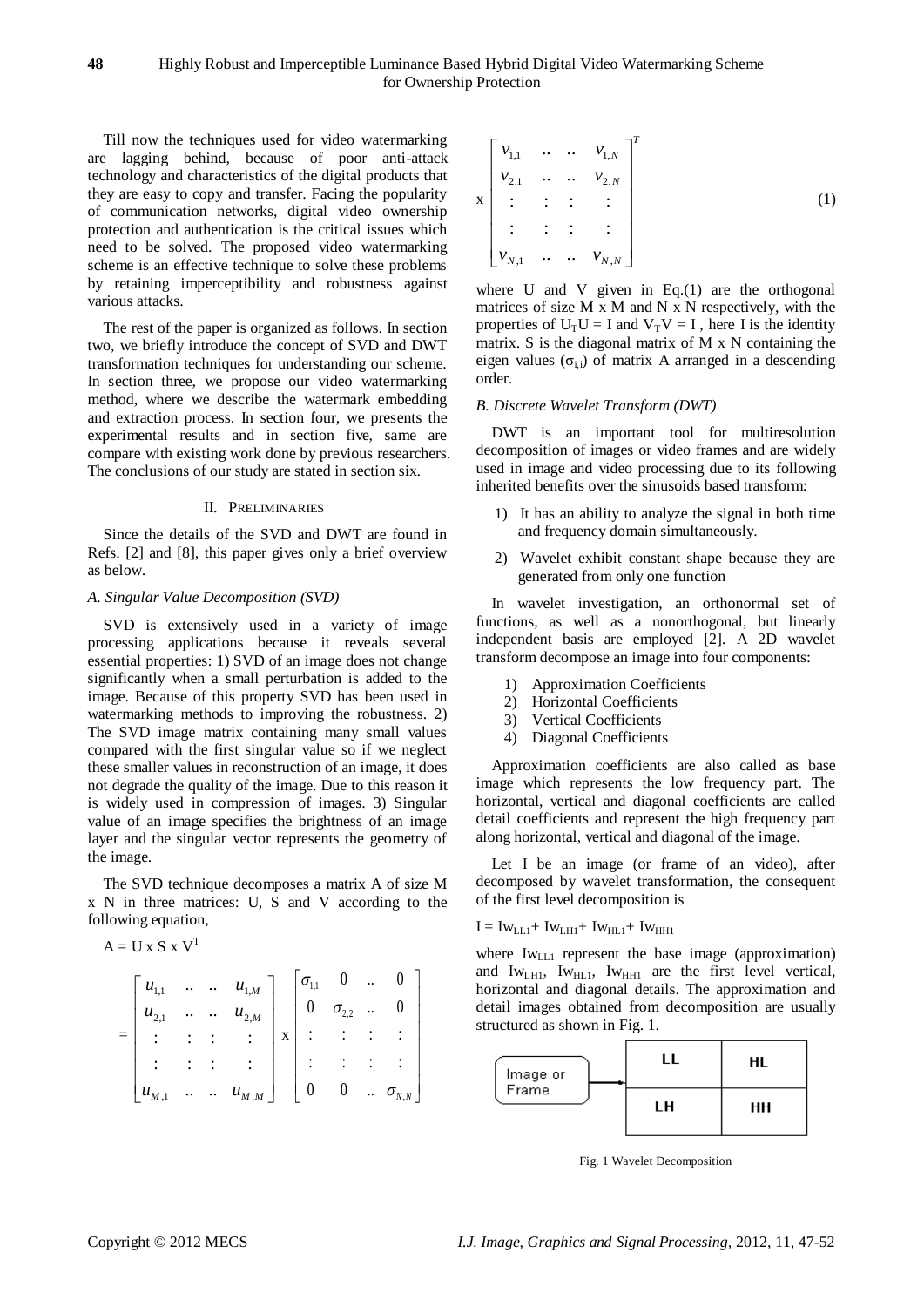Till now the techniques used for video watermarking are lagging behind, because of poor anti-attack technology and characteristics of the digital products that they are easy to copy and transfer. Facing the popularity of communication networks, digital video ownership protection and authentication is the critical issues which need to be solved. The proposed video watermarking scheme is an effective technique to solve these problems by retaining imperceptibility and robustness against various attacks.

The rest of the paper is organized as follows. In section two, we briefly introduce the concept of SVD and DWT transformation techniques for understanding our scheme. In section three, we propose our video watermarking method, where we describe the watermark embedding and extraction process. In section four, we presents the experimental results and in section five, same are compare with existing work done by previous researchers. The conclusions of our study are stated in section six.

## II. PRELIMINARIES

Since the details of the SVD and DWT are found in Refs. [2] and [8], this paper gives only a brief overview as below.

### *A. Singular Value Decomposition (SVD)*

SVD is extensively used in a variety of image processing applications because it reveals several essential properties: 1) SVD of an image does not change significantly when a small perturbation is added to the image. Because of this property SVD has been used in watermarking methods to improving the robustness. 2) The SVD image matrix containing many small values compared with the first singular value so if we neglect these smaller values in reconstruction of an image, it does not degrade the quality of the image. Due to this reason it is widely used in compression of images. 3) Singular value of an image specifies the brightness of an image layer and the singular vector represents the geometry of the image.

The SVD technique decomposes a matrix A of size M x N in three matrices: U, S and V according to the following equation,

$A = U \times S \times V^T$

$$= \begin{bmatrix} u_{1,1} & .. & .. & u_{1,M} \\ u_{2,1} & .. & .. & u_{2,M} \\ : & : & : & : \\ : & : & : & : \\ u_{M,1} & .. & .. & u_{M,M} \end{bmatrix} \times \begin{bmatrix} \sigma_{1,1} & 0 & .. & 0 \\ 0 & \sigma_{2,2} & .. & 0 \\ : & : & : & : \\ : & : & : & : \\ 0 & 0 & .. & \sigma_{N,N} \end{bmatrix} \times \begin{bmatrix} v_{1,1} & .. & .. & v_{1,N} \\ v_{2,1} & .. & .. & v_{2,N} \\ : & : & : & : \\ : & : & : & : \\ v_{N,1} & .. & .. & v_{N,N} \end{bmatrix}^T \quad (1)$$

where U and V given in Eq.(1) are the orthogonal matrices of size M x M and N x N respectively, with the properties of $U_T U = I$ and $V_T V = I$ , here I is the identity matrix. S is the diagonal matrix of M x N containing the eigen values ($\sigma_{i,i}$) of matrix A arranged in a descending order.

### *B. Discrete Wavelet Transform (DWT)*

DWT is an important tool for multiresolution decomposition of images or video frames and are widely used in image and video processing due to its following inherited benefits over the sinusoids based transform:

1) It has an ability to analyze the signal in both time and frequency domain simultaneously.
2) Wavelet exhibit constant shape because they are generated from only one function

In wavelet investigation, an orthonormal set of functions, as well as a nonorthogonal, but linearly independent basis are employed [2]. A 2D wavelet transform decompose an image into four components:

1) Approximation Coefficients
2) Horizontal Coefficients
3) Vertical Coefficients
4) Diagonal Coefficients

Approximation coefficients are also called as base image which represents the low frequency part. The horizontal, vertical and diagonal coefficients are called detail coefficients and represent the high frequency part along horizontal, vertical and diagonal of the image.

Let I be an image (or frame of an video), after decomposed by wavelet transformation, the consequent of the first level decomposition is

$I = Iw_{LL1} + Iw_{LH1} + Iw_{HL1} + Iw_{HH1}$

where $Iw_{LL1}$ represent the base image (approximation) and $Iw_{LH1}$, $Iw_{HL1}$, $Iw_{HH1}$ are the first level vertical, horizontal and diagonal details. The approximation and detail images obtained from decomposition are usually structured as shown in Fig. 1.

| Image or Frame → | LL | HL |
|---|---|---|
| | LH | HH |

Fig. 1 Wavelet Decomposition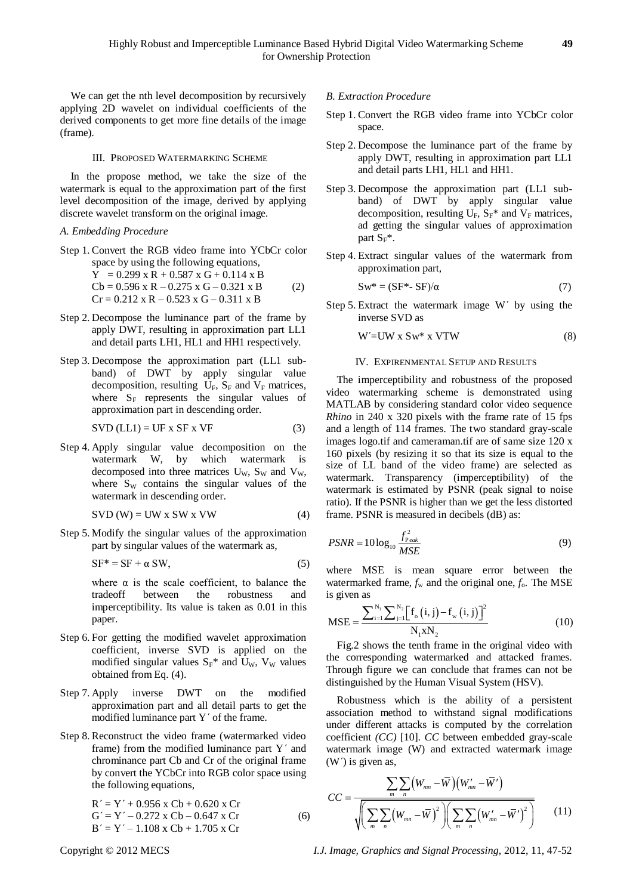We can get the nth level decomposition by recursively applying 2D wavelet on individual coefficients of the derived components to get more fine details of the image (frame).

## III. Proposed Watermarking Scheme

In the propose method, we take the size of the watermark is equal to the approximation part of the first level decomposition of the image, derived by applying discrete wavelet transform on the original image.

### *A. Embedding Procedure*

Step 1. Convert the RGB video frame into YCbCr color space by using the following equations,

$$\begin{aligned} Y &= 0.299 \times R + 0.587 \times G + 0.114 \times B \\ Cb &= 0.596 \times R - 0.275 \times G - 0.321 \times B \\ Cr &= 0.212 \times R - 0.523 \times G - 0.311 \times B \end{aligned} \quad (2)$$

Step 2. Decompose the luminance part of the frame by apply DWT, resulting in approximation part LL1 and detail parts LH1, HL1 and HH1 respectively.

Step 3. Decompose the approximation part (LL1 sub-band) of DWT by apply singular value decomposition, resulting $U_F$, $S_F$ and $V_F$ matrices, where $S_F$ represents the singular values of approximation part in descending order.

$$\text{SVD (LL1)} = \text{UF x SF x VF} \quad (3)$$

Step 4. Apply singular value decomposition on the watermark W, by which watermark is decomposed into three matrices $U_W$, $S_W$ and $V_W$, where $S_W$ contains the singular values of the watermark in descending order.

$$\text{SVD (W)} = \text{UW x SW x VW} \quad (4)$$

Step 5. Modify the singular values of the approximation part by singular values of the watermark as,

$$SF^* = SF + \alpha\, SW, \quad (5)$$

where α is the scale coefficient, to balance the tradeoff between the robustness and imperceptibility. Its value is taken as 0.01 in this paper.

Step 6. For getting the modified wavelet approximation coefficient, inverse SVD is applied on the modified singular values $S_F$* and $U_W$, $V_W$ values obtained from Eq. (4).

Step 7. Apply inverse DWT on the modified approximation part and all detail parts to get the modified luminance part Y´ of the frame.

Step 8. Reconstruct the video frame (watermarked video frame) from the modified luminance part Y´ and chrominance part Cb and Cr of the original frame by convert the YCbCr into RGB color space using the following equations,

$$\begin{aligned} R' &= Y' + 0.956 \times Cb + 0.620 \times Cr \\ G' &= Y' - 0.272 \times Cb - 0.647 \times Cr \\ B' &= Y' - 1.108 \times Cb + 1.705 \times Cr \end{aligned} \quad (6)$$

### *B. Extraction Procedure*

Step 1. Convert the RGB video frame into YCbCr color space.

Step 2. Decompose the luminance part of the frame by apply DWT, resulting in approximation part LL1 and detail parts LH1, HL1 and HH1.

Step 3. Decompose the approximation part (LL1 sub-band) of DWT by apply singular value decomposition, resulting $U_F$, $S_F$* and $V_F$ matrices, ad getting the singular values of approximation part $S_F$*.

Step 4. Extract singular values of the watermark from approximation part,

$$Sw^* = (SF^* - SF)/\alpha \quad (7)$$

Step 5. Extract the watermark image W´ by using the inverse SVD as

$$W' = \text{UW x Sw* x VTW} \quad (8)$$

## IV. Experinmental Setup and Results

The imperceptibility and robustness of the proposed video watermarking scheme is demonstrated using MATLAB by considering standard color video sequence *Rhino* in 240 x 320 pixels with the frame rate of 15 fps and a length of 114 frames. The two standard gray-scale images logo.tif and cameraman.tif are of same size 120 x 160 pixels (by resizing it so that its size is equal to the size of LL band of the video frame) are selected as watermark. Transparency (imperceptibility) of the watermark is estimated by PSNR (peak signal to noise ratio). If the PSNR is higher than we get the less distorted frame. PSNR is measured in decibels (dB) as:

$$PSNR = 10\log_{10}\frac{f_{Peak}^2}{MSE} \quad (9)$$

where MSE is mean square error between the watermarked frame, $f_w$ and the original one, $f_o$. The MSE is given as

$$\text{MSE} = \frac{\sum_{i=1}^{N_1}\sum_{j=1}^{N_2}\left[f_o(i,j) - f_w(i,j)\right]^2}{N_1 x N_2} \quad (10)$$

Fig.2 shows the tenth frame in the original video with the corresponding watermarked and attacked frames. Through figure we can conclude that frames can not be distinguished by the Human Visual System (HSV).

Robustness which is the ability of a persistent association method to withstand signal modifications under different attacks is computed by the correlation coefficient *(CC)* [10]. *CC* between embedded gray-scale watermark image (W) and extracted watermark image (W´) is given as,

$$CC = \frac{\sum_m\sum_n\left(W_{mn} - \overline{W}\right)\left(W'_{mn} - \overline{W}'\right)}{\sqrt{\left(\sum_m\sum_n\left(W_{mn} - \overline{W}\right)^2\right)\left(\sum_m\sum_n\left(W'_{mn} - \overline{W}'\right)^2\right)}} \quad (11)$$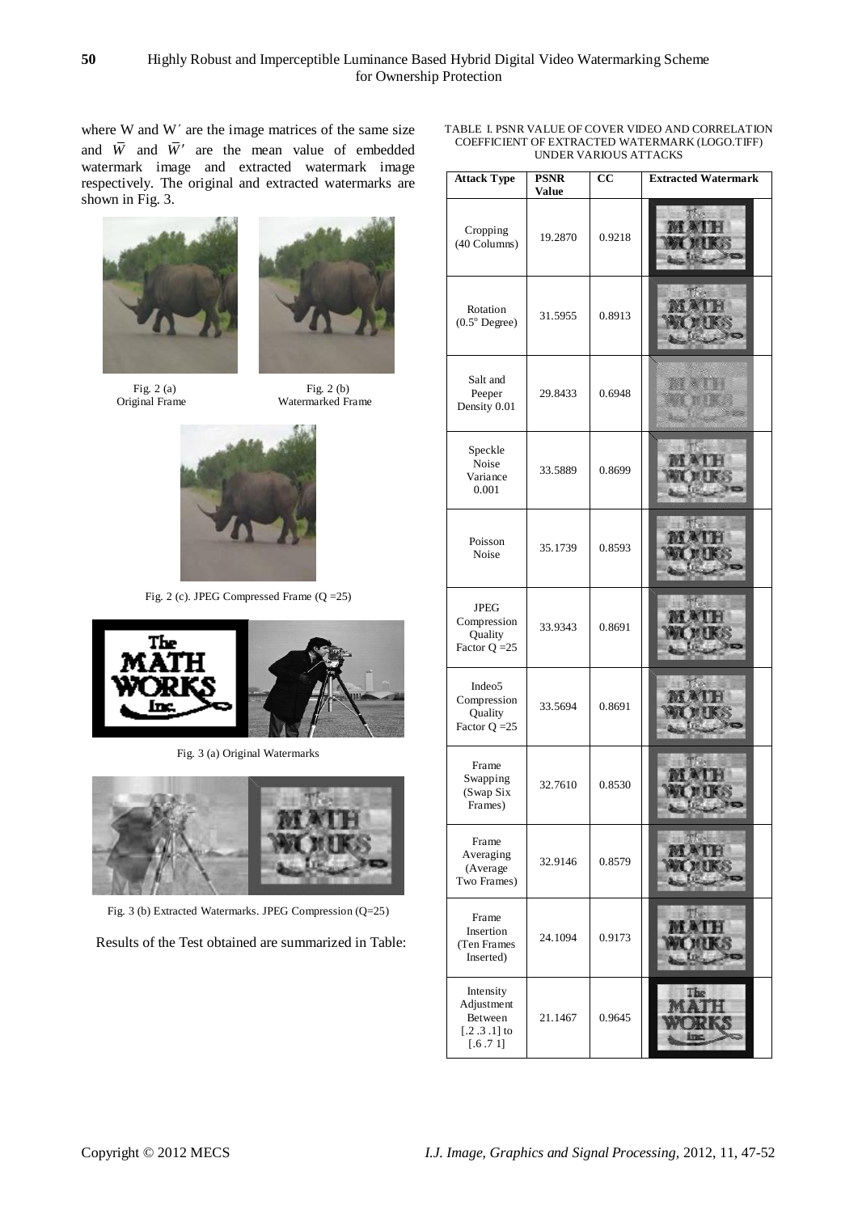where W and W′ are the image matrices of the same size and $\bar{W}$ and $\bar{W}'$ are the mean value of embedded watermark image and extracted watermark image respectively. The original and extracted watermarks are shown in Fig. 3.

Fig. 2 (a) Original Frame

Fig. 2 (b) Watermarked Frame

Fig. 2 (c). JPEG Compressed Frame (Q =25)

Fig. 3 (a) Original Watermarks

Fig. 3 (b) Extracted Watermarks. JPEG Compression (Q=25)

Results of the Test obtained are summarized in Table:

TABLE I. PSNR VALUE OF COVER VIDEO AND CORRELATION COEFFICIENT OF EXTRACTED WATERMARK (LOGO.TIFF) UNDER VARIOUS ATTACKS

| Attack Type | PSNR Value | CC | Extracted Watermark |
|---|---|---|---|
| Cropping (40 Columns) | 19.2870 | 0.9218 | |
| Rotation (0.5° Degree) | 31.5955 | 0.8913 | |
| Salt and Peeper Density 0.01 | 29.8433 | 0.6948 | |
| Speckle Noise Variance 0.001 | 33.5889 | 0.8699 | |
| Poisson Noise | 35.1739 | 0.8593 | |
| JPEG Compression Quality Factor Q =25 | 33.9343 | 0.8691 | |
| Indeo5 Compression Quality Factor Q =25 | 33.5694 | 0.8691 | |
| Frame Swapping (Swap Six Frames) | 32.7610 | 0.8530 | |
| Frame Averaging (Average Two Frames) | 32.9146 | 0.8579 | |
| Frame Insertion (Ten Frames Inserted) | 24.1094 | 0.9173 | |
| Intensity Adjustment Between [.2 .3 .1] to [.6 .7 1] | 21.1467 | 0.9645 | |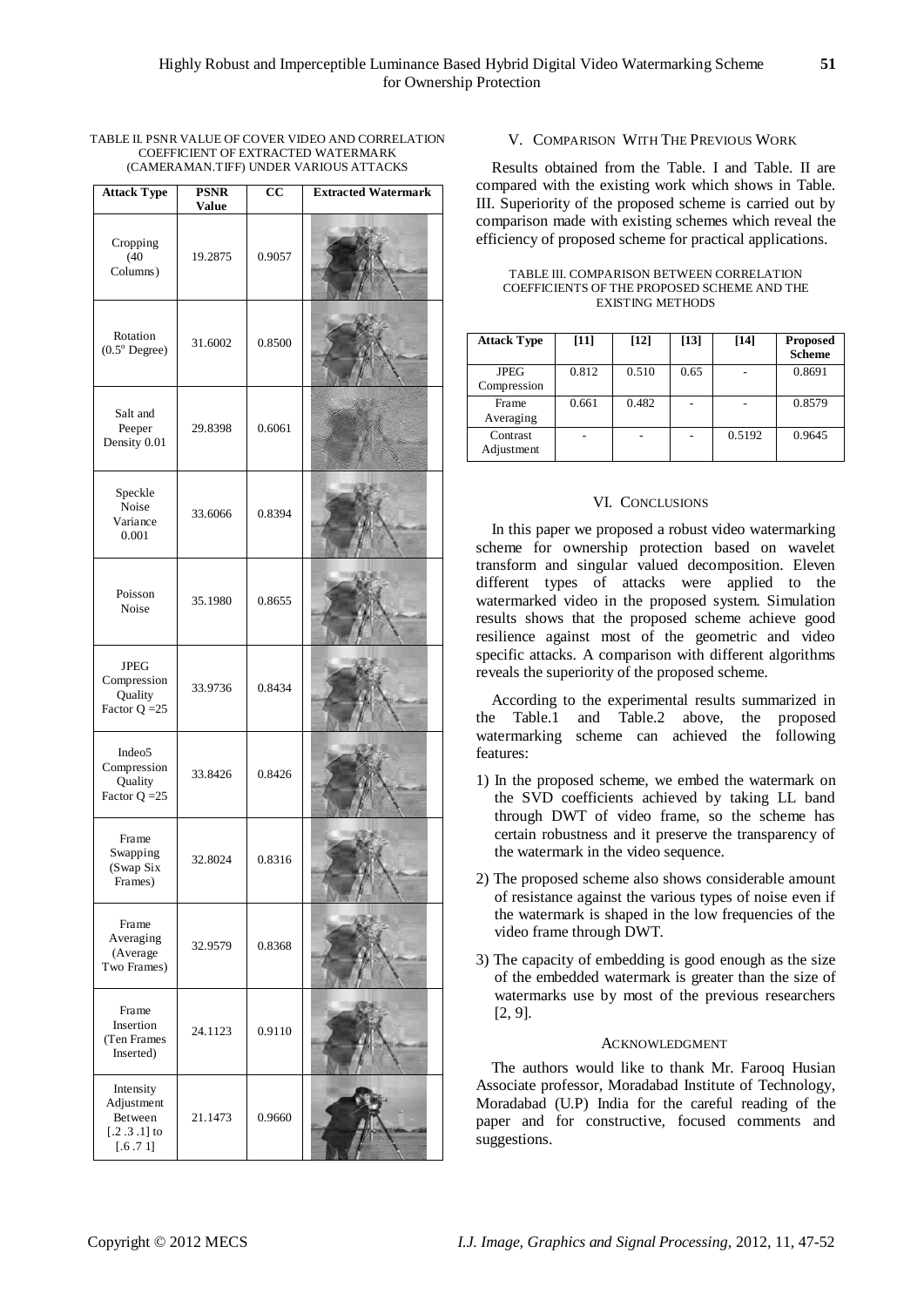TABLE II. PSNR VALUE OF COVER VIDEO AND CORRELATION COEFFICIENT OF EXTRACTED WATERMARK (CAMERAMAN.TIFF) UNDER VARIOUS ATTACKS

| Attack Type | PSNR Value | CC | Extracted Watermark |
|---|---|---|---|
| Cropping (40 Columns) | 19.2875 | 0.9057 | |
| Rotation (0.5° Degree) | 31.6002 | 0.8500 | |
| Salt and Peeper Density 0.01 | 29.8398 | 0.6061 | |
| Speckle Noise Variance 0.001 | 33.6066 | 0.8394 | |
| Poisson Noise | 35.1980 | 0.8655 | |
| JPEG Compression Quality Factor Q =25 | 33.9736 | 0.8434 | |
| Indeo5 Compression Quality Factor Q =25 | 33.8426 | 0.8426 | |
| Frame Swapping (Swap Six Frames) | 32.8024 | 0.8316 | |
| Frame Averaging (Average Two Frames) | 32.9579 | 0.8368 | |
| Frame Insertion (Ten Frames Inserted) | 24.1123 | 0.9110 | |
| Intensity Adjustment Between [.2 .3 .1] to [.6 .7 1] | 21.1473 | 0.9660 | |

## V. Comparison With The Previous Work

Results obtained from the Table. I and Table. II are compared with the existing work which shows in Table. III. Superiority of the proposed scheme is carried out by comparison made with existing schemes which reveal the efficiency of proposed scheme for practical applications.

TABLE III. COMPARISON BETWEEN CORRELATION COEFFICIENTS OF THE PROPOSED SCHEME AND THE EXISTING METHODS

| Attack Type | [11] | [12] | [13] | [14] | Proposed Scheme |
|---|---|---|---|---|---|
| JPEG Compression | 0.812 | 0.510 | 0.65 | - | 0.8691 |
| Frame Averaging | 0.661 | 0.482 | - | - | 0.8579 |
| Contrast Adjustment | - | - | - | 0.5192 | 0.9645 |

## VI. Conclusions

In this paper we proposed a robust video watermarking scheme for ownership protection based on wavelet transform and singular valued decomposition. Eleven different types of attacks were applied to the watermarked video in the proposed system. Simulation results shows that the proposed scheme achieve good resilience against most of the geometric and video specific attacks. A comparison with different algorithms reveals the superiority of the proposed scheme.

According to the experimental results summarized in the Table.1 and Table.2 above, the proposed watermarking scheme can achieved the following features:

1) In the proposed scheme, we embed the watermark on the SVD coefficients achieved by taking LL band through DWT of video frame, so the scheme has certain robustness and it preserve the transparency of the watermark in the video sequence.
2) The proposed scheme also shows considerable amount of resistance against the various types of noise even if the watermark is shaped in the low frequencies of the video frame through DWT.
3) The capacity of embedding is good enough as the size of the embedded watermark is greater than the size of watermarks use by most of the previous researchers [2, 9].

## Acknowledgment

The authors would like to thank Mr. Farooq Husian Associate professor, Moradabad Institute of Technology, Moradabad (U.P) India for the careful reading of the paper and for constructive, focused comments and suggestions.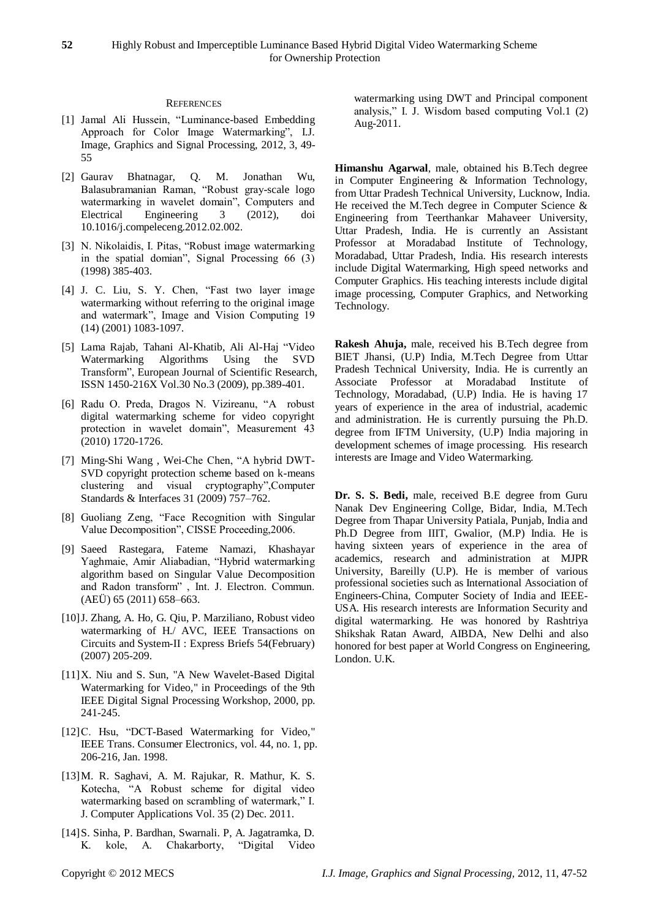## REFERENCES

[1] Jamal Ali Hussein, "Luminance-based Embedding Approach for Color Image Watermarking", I.J. Image, Graphics and Signal Processing, 2012, 3, 49-55

[2] Gaurav Bhatnagar, Q. M. Jonathan Wu, Balasubramanian Raman, "Robust gray-scale logo watermarking in wavelet domain", Computers and Electrical Engineering 3 (2012), doi 10.1016/j.compeleceng.2012.02.002.

[3] N. Nikolaidis, I. Pitas, "Robust image watermarking in the spatial domian", Signal Processing 66 (3) (1998) 385-403.

[4] J. C. Liu, S. Y. Chen, "Fast two layer image watermarking without referring to the original image and watermark", Image and Vision Computing 19 (14) (2001) 1083-1097.

[5] Lama Rajab, Tahani Al-Khatib, Ali Al-Haj "Video Watermarking Algorithms Using the SVD Transform", European Journal of Scientific Research, ISSN 1450-216X Vol.30 No.3 (2009), pp.389-401.

[6] Radu O. Preda, Dragos N. Vizireanu, "A robust digital watermarking scheme for video copyright protection in wavelet domain", Measurement 43 (2010) 1720-1726.

[7] Ming-Shi Wang , Wei-Che Chen, "A hybrid DWT-SVD copyright protection scheme based on k-means clustering and visual cryptography",Computer Standards & Interfaces 31 (2009) 757–762.

[8] Guoliang Zeng, "Face Recognition with Singular Value Decomposition", CISSE Proceeding,2006.

[9] Saeed Rastegara, Fateme Namazi, Khashayar Yaghmaie, Amir Aliabadian, "Hybrid watermarking algorithm based on Singular Value Decomposition and Radon transform" , Int. J. Electron. Commun. (AEÜ) 65 (2011) 658–663.

[10] J. Zhang, A. Ho, G. Qiu, P. Marziliano, Robust video watermarking of H./ AVC, IEEE Transactions on Circuits and System-II : Express Briefs 54(February) (2007) 205-209.

[11] X. Niu and S. Sun, "A New Wavelet-Based Digital Watermarking for Video," in Proceedings of the 9th IEEE Digital Signal Processing Workshop, 2000, pp. 241-245.

[12] C. Hsu, "DCT-Based Watermarking for Video," IEEE Trans. Consumer Electronics, vol. 44, no. 1, pp. 206-216, Jan. 1998.

[13] M. R. Saghavi, A. M. Rajukar, R. Mathur, K. S. Kotecha, "A Robust scheme for digital video watermarking based on scrambling of watermark," I. J. Computer Applications Vol. 35 (2) Dec. 2011.

[14] S. Sinha, P. Bardhan, Swarnali. P, A. Jagatramka, D. K. kole, A. Chakarborty, "Digital Video watermarking using DWT and Principal component analysis," I. J. Wisdom based computing Vol.1 (2) Aug-2011.

**Himanshu Agarwal**, male, obtained his B.Tech degree in Computer Engineering & Information Technology, from Uttar Pradesh Technical University, Lucknow, India. He received the M.Tech degree in Computer Science & Engineering from Teerthankar Mahaveer University, Uttar Pradesh, India. He is currently an Assistant Professor at Moradabad Institute of Technology, Moradabad, Uttar Pradesh, India. His research interests include Digital Watermarking, High speed networks and Computer Graphics. His teaching interests include digital image processing, Computer Graphics, and Networking Technology.

**Rakesh Ahuja,** male, received his B.Tech degree from BIET Jhansi, (U.P) India, M.Tech Degree from Uttar Pradesh Technical University, India. He is currently an Associate Professor at Moradabad Institute of Technology, Moradabad, (U.P) India. He is having 17 years of experience in the area of industrial, academic and administration. He is currently pursuing the Ph.D. degree from IFTM University, (U.P) India majoring in development schemes of image processing. His research interests are Image and Video Watermarking.

**Dr. S. S. Bedi,** male, received B.E degree from Guru Nanak Dev Engineering Collge, Bidar, India, M.Tech Degree from Thapar University Patiala, Punjab, India and Ph.D Degree from IIIT, Gwalior, (M.P) India. He is having sixteen years of experience in the area of academics, research and administration at MJPR University, Bareilly (U.P). He is member of various professional societies such as International Association of Engineers-China, Computer Society of India and IEEE-USA. His research interests are Information Security and digital watermarking. He was honored by Rashtriya Shikshak Ratan Award, AIBDA, New Delhi and also honored for best paper at World Congress on Engineering, London. U.K.